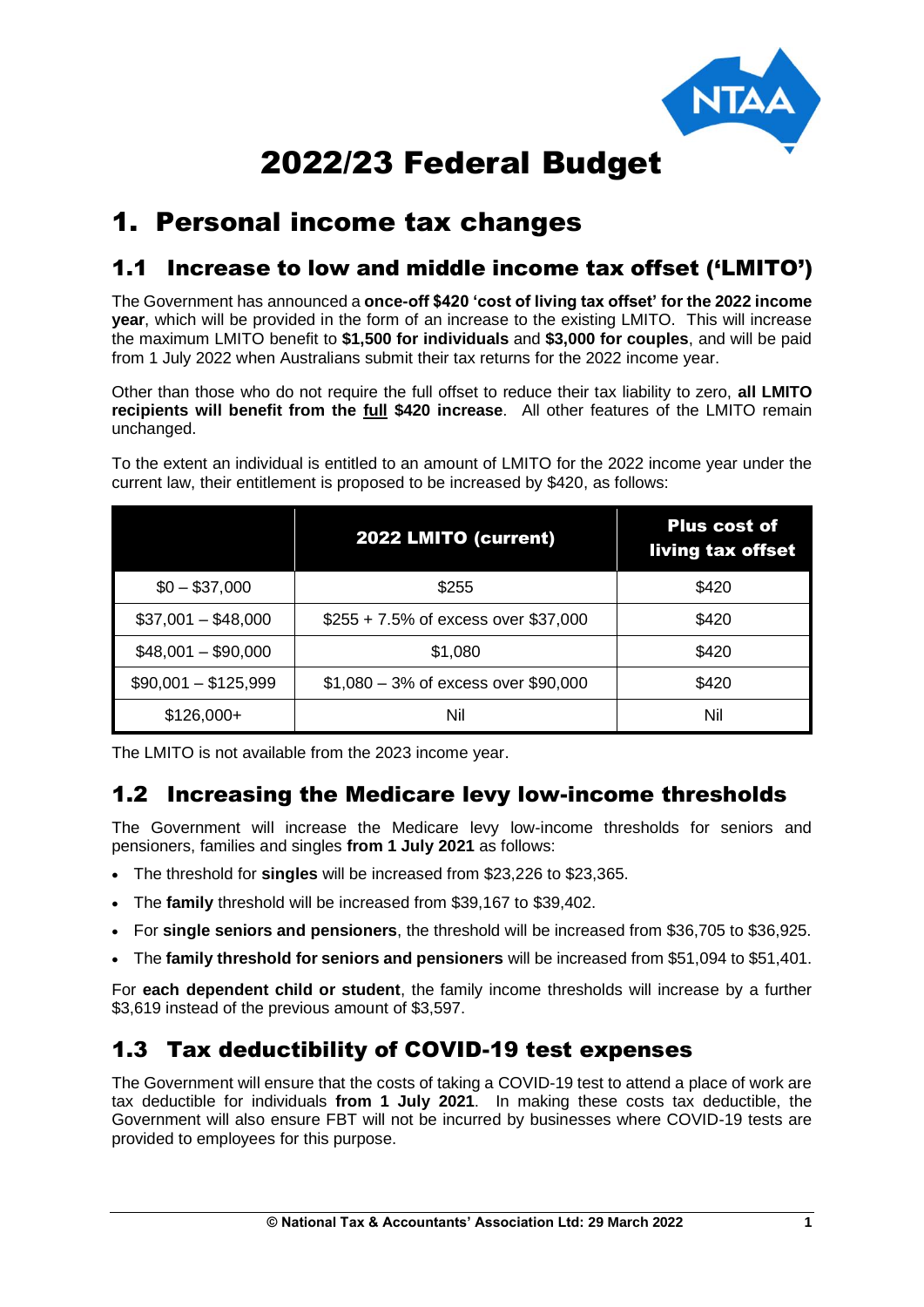# 2022/23 Federal Budget

# 1. Personal income tax changes

## 1.1 Increase to low and middle income tax offset ('LMITO')

The Government has announced a **once-off $420 'cost of living tax offset' for the 2022 income year**, which will be provided in the form of an increase to the existing LMITO. This will increase the maximum LMITO benefit to **$1,500 for individuals** and **$3,000 for couples**, and will be paid from 1 July 2022 when Australians submit their tax returns for the 2022 income year.

Other than those who do not require the full offset to reduce their tax liability to zero, **all LMITO recipients will benefit from the full $420 increase**. All other features of the LMITO remain unchanged.

To the extent an individual is entitled to an amount of LMITO for the 2022 income year under the current law, their entitlement is proposed to be increased by $420, as follows:

| | 2022 LMITO (current) | Plus cost of living tax offset |
|---|---|---|
| $0 – $37,000 | $255 | $420 |
| $37,001 – $48,000 | $255 + 7.5% of excess over $37,000 | $420 |
| $48,001 – $90,000 | $1,080 | $420 |
| $90,001 – $125,999 | $1,080 – 3% of excess over $90,000 | $420 |
| $126,000+ | Nil | Nil |

The LMITO is not available from the 2023 income year.

## 1.2 Increasing the Medicare levy low-income thresholds

The Government will increase the Medicare levy low-income thresholds for seniors and pensioners, families and singles **from 1 July 2021** as follows:

- The threshold for **singles** will be increased from $23,226 to $23,365.
- The **family** threshold will be increased from $39,167 to $39,402.
- For **single seniors and pensioners**, the threshold will be increased from $36,705 to $36,925.
- The **family threshold for seniors and pensioners** will be increased from $51,094 to $51,401.

For **each dependent child or student**, the family income thresholds will increase by a further $3,619 instead of the previous amount of $3,597.

## 1.3 Tax deductibility of COVID-19 test expenses

The Government will ensure that the costs of taking a COVID-19 test to attend a place of work are tax deductible for individuals **from 1 July 2021**. In making these costs tax deductible, the Government will also ensure FBT will not be incurred by businesses where COVID-19 tests are provided to employees for this purpose.

© National Tax & Accountants' Association Ltd: 29 March 2022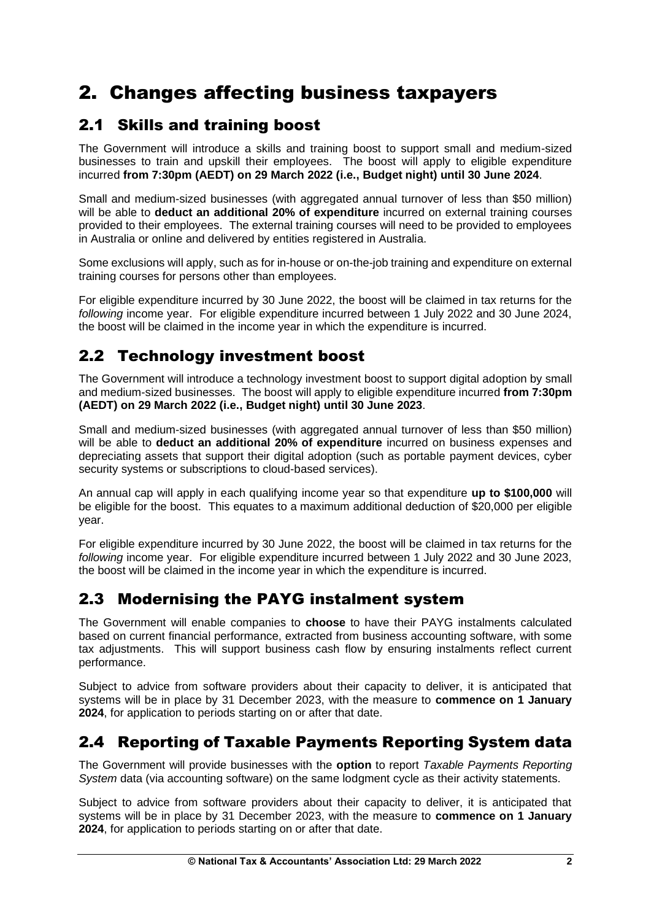# 2. Changes affecting business taxpayers

## 2.1 Skills and training boost

The Government will introduce a skills and training boost to support small and medium-sized businesses to train and upskill their employees. The boost will apply to eligible expenditure incurred **from 7:30pm (AEDT) on 29 March 2022 (i.e., Budget night) until 30 June 2024**.

Small and medium-sized businesses (with aggregated annual turnover of less than $50 million) will be able to **deduct an additional 20% of expenditure** incurred on external training courses provided to their employees. The external training courses will need to be provided to employees in Australia or online and delivered by entities registered in Australia.

Some exclusions will apply, such as for in-house or on-the-job training and expenditure on external training courses for persons other than employees.

For eligible expenditure incurred by 30 June 2022, the boost will be claimed in tax returns for the *following* income year. For eligible expenditure incurred between 1 July 2022 and 30 June 2024, the boost will be claimed in the income year in which the expenditure is incurred.

## 2.2 Technology investment boost

The Government will introduce a technology investment boost to support digital adoption by small and medium-sized businesses. The boost will apply to eligible expenditure incurred **from 7:30pm (AEDT) on 29 March 2022 (i.e., Budget night) until 30 June 2023**.

Small and medium-sized businesses (with aggregated annual turnover of less than $50 million) will be able to **deduct an additional 20% of expenditure** incurred on business expenses and depreciating assets that support their digital adoption (such as portable payment devices, cyber security systems or subscriptions to cloud-based services).

An annual cap will apply in each qualifying income year so that expenditure **up to $100,000** will be eligible for the boost. This equates to a maximum additional deduction of $20,000 per eligible year.

For eligible expenditure incurred by 30 June 2022, the boost will be claimed in tax returns for the *following* income year. For eligible expenditure incurred between 1 July 2022 and 30 June 2023, the boost will be claimed in the income year in which the expenditure is incurred.

## 2.3 Modernising the PAYG instalment system

The Government will enable companies to **choose** to have their PAYG instalments calculated based on current financial performance, extracted from business accounting software, with some tax adjustments. This will support business cash flow by ensuring instalments reflect current performance.

Subject to advice from software providers about their capacity to deliver, it is anticipated that systems will be in place by 31 December 2023, with the measure to **commence on 1 January 2024**, for application to periods starting on or after that date.

## 2.4 Reporting of Taxable Payments Reporting System data

The Government will provide businesses with the **option** to report *Taxable Payments Reporting System* data (via accounting software) on the same lodgment cycle as their activity statements.

Subject to advice from software providers about their capacity to deliver, it is anticipated that systems will be in place by 31 December 2023, with the measure to **commence on 1 January 2024**, for application to periods starting on or after that date.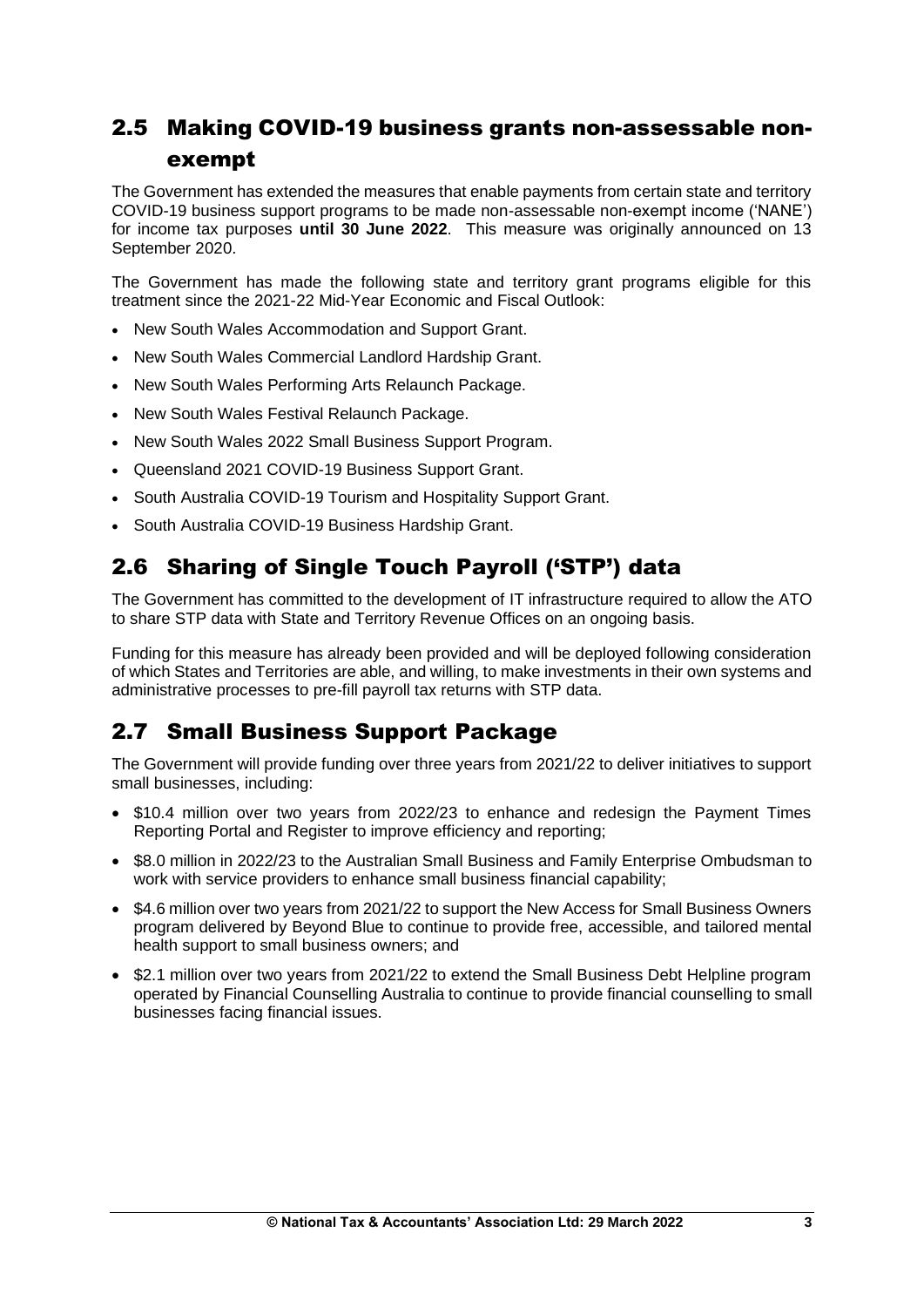## 2.5 Making COVID-19 business grants non-assessable non-exempt

The Government has extended the measures that enable payments from certain state and territory COVID-19 business support programs to be made non-assessable non-exempt income ('NANE') for income tax purposes **until 30 June 2022**. This measure was originally announced on 13 September 2020.

The Government has made the following state and territory grant programs eligible for this treatment since the 2021-22 Mid-Year Economic and Fiscal Outlook:

- New South Wales Accommodation and Support Grant.
- New South Wales Commercial Landlord Hardship Grant.
- New South Wales Performing Arts Relaunch Package.
- New South Wales Festival Relaunch Package.
- New South Wales 2022 Small Business Support Program.
- Queensland 2021 COVID-19 Business Support Grant.
- South Australia COVID-19 Tourism and Hospitality Support Grant.
- South Australia COVID-19 Business Hardship Grant.

## 2.6 Sharing of Single Touch Payroll ('STP') data

The Government has committed to the development of IT infrastructure required to allow the ATO to share STP data with State and Territory Revenue Offices on an ongoing basis.

Funding for this measure has already been provided and will be deployed following consideration of which States and Territories are able, and willing, to make investments in their own systems and administrative processes to pre-fill payroll tax returns with STP data.

## 2.7 Small Business Support Package

The Government will provide funding over three years from 2021/22 to deliver initiatives to support small businesses, including:

- $10.4 million over two years from 2022/23 to enhance and redesign the Payment Times Reporting Portal and Register to improve efficiency and reporting;
- $8.0 million in 2022/23 to the Australian Small Business and Family Enterprise Ombudsman to work with service providers to enhance small business financial capability;
- $4.6 million over two years from 2021/22 to support the New Access for Small Business Owners program delivered by Beyond Blue to continue to provide free, accessible, and tailored mental health support to small business owners; and
- $2.1 million over two years from 2021/22 to extend the Small Business Debt Helpline program operated by Financial Counselling Australia to continue to provide financial counselling to small businesses facing financial issues.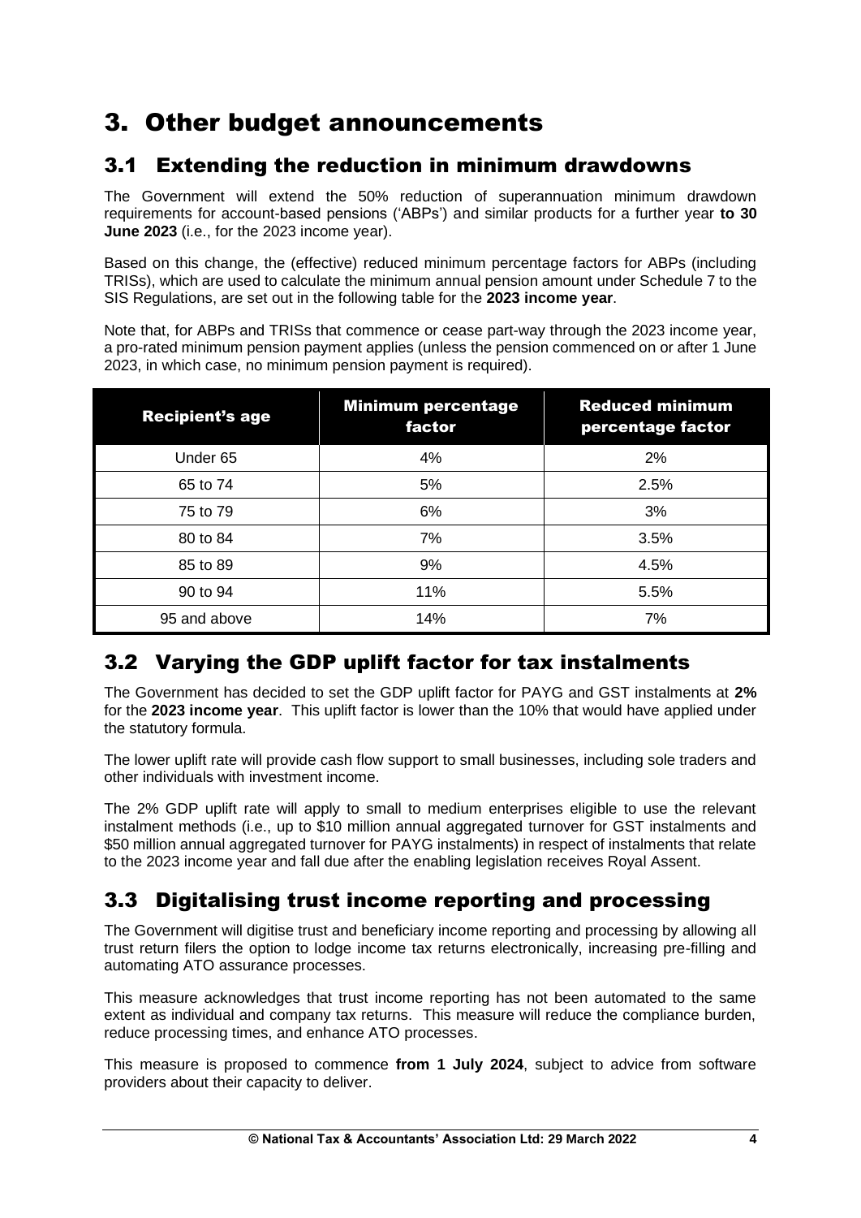# 3. Other budget announcements

## 3.1 Extending the reduction in minimum drawdowns

The Government will extend the 50% reduction of superannuation minimum drawdown requirements for account-based pensions ('ABPs') and similar products for a further year **to 30 June 2023** (i.e., for the 2023 income year).

Based on this change, the (effective) reduced minimum percentage factors for ABPs (including TRISs), which are used to calculate the minimum annual pension amount under Schedule 7 to the SIS Regulations, are set out in the following table for the **2023 income year**.

Note that, for ABPs and TRISs that commence or cease part-way through the 2023 income year, a pro-rated minimum pension payment applies (unless the pension commenced on or after 1 June 2023, in which case, no minimum pension payment is required).

| Recipient's age | Minimum percentage factor | Reduced minimum percentage factor |
|---|---|---|
| Under 65 | 4% | 2% |
| 65 to 74 | 5% | 2.5% |
| 75 to 79 | 6% | 3% |
| 80 to 84 | 7% | 3.5% |
| 85 to 89 | 9% | 4.5% |
| 90 to 94 | 11% | 5.5% |
| 95 and above | 14% | 7% |

## 3.2 Varying the GDP uplift factor for tax instalments

The Government has decided to set the GDP uplift factor for PAYG and GST instalments at **2%** for the **2023 income year**. This uplift factor is lower than the 10% that would have applied under the statutory formula.

The lower uplift rate will provide cash flow support to small businesses, including sole traders and other individuals with investment income.

The 2% GDP uplift rate will apply to small to medium enterprises eligible to use the relevant instalment methods (i.e., up to $10 million annual aggregated turnover for GST instalments and $50 million annual aggregated turnover for PAYG instalments) in respect of instalments that relate to the 2023 income year and fall due after the enabling legislation receives Royal Assent.

## 3.3 Digitalising trust income reporting and processing

The Government will digitise trust and beneficiary income reporting and processing by allowing all trust return filers the option to lodge income tax returns electronically, increasing pre-filling and automating ATO assurance processes.

This measure acknowledges that trust income reporting has not been automated to the same extent as individual and company tax returns. This measure will reduce the compliance burden, reduce processing times, and enhance ATO processes.

This measure is proposed to commence **from 1 July 2024**, subject to advice from software providers about their capacity to deliver.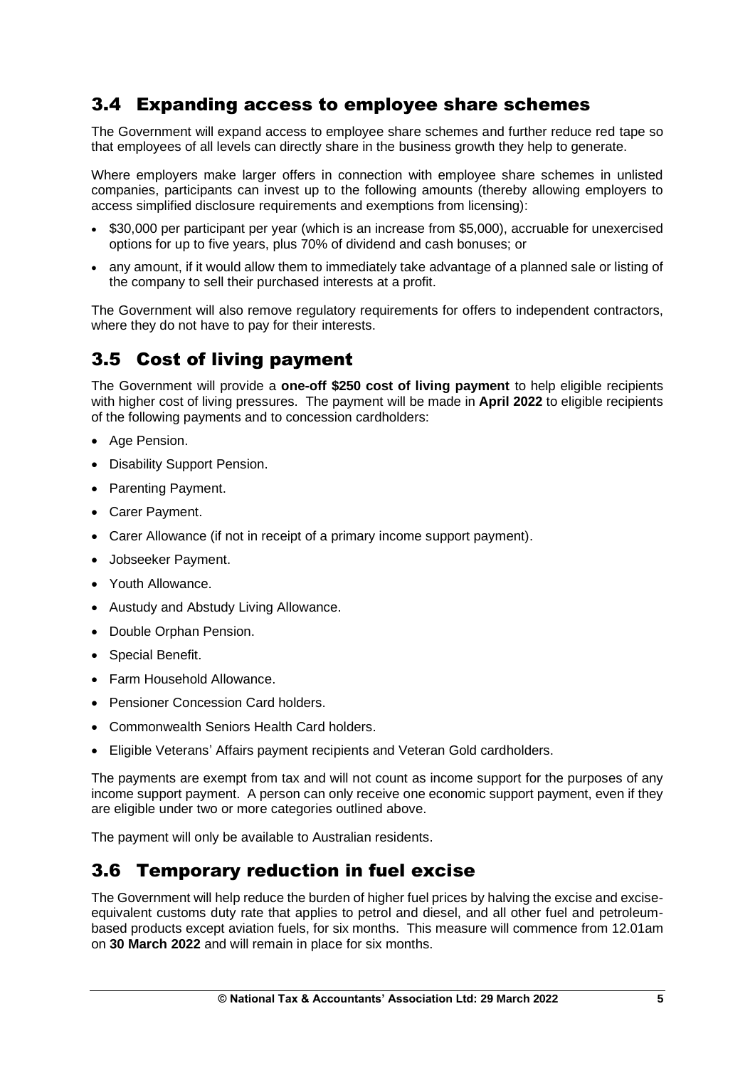## 3.4 Expanding access to employee share schemes

The Government will expand access to employee share schemes and further reduce red tape so that employees of all levels can directly share in the business growth they help to generate.

Where employers make larger offers in connection with employee share schemes in unlisted companies, participants can invest up to the following amounts (thereby allowing employers to access simplified disclosure requirements and exemptions from licensing):

- $30,000 per participant per year (which is an increase from $5,000), accruable for unexercised options for up to five years, plus 70% of dividend and cash bonuses; or
- any amount, if it would allow them to immediately take advantage of a planned sale or listing of the company to sell their purchased interests at a profit.

The Government will also remove regulatory requirements for offers to independent contractors, where they do not have to pay for their interests.

## 3.5 Cost of living payment

The Government will provide a **one-off $250 cost of living payment** to help eligible recipients with higher cost of living pressures. The payment will be made in **April 2022** to eligible recipients of the following payments and to concession cardholders:

- Age Pension.
- Disability Support Pension.
- Parenting Payment.
- Carer Payment.
- Carer Allowance (if not in receipt of a primary income support payment).
- Jobseeker Payment.
- Youth Allowance.
- Austudy and Abstudy Living Allowance.
- Double Orphan Pension.
- Special Benefit.
- Farm Household Allowance.
- Pensioner Concession Card holders.
- Commonwealth Seniors Health Card holders.
- Eligible Veterans' Affairs payment recipients and Veteran Gold cardholders.

The payments are exempt from tax and will not count as income support for the purposes of any income support payment. A person can only receive one economic support payment, even if they are eligible under two or more categories outlined above.

The payment will only be available to Australian residents.

## 3.6 Temporary reduction in fuel excise

The Government will help reduce the burden of higher fuel prices by halving the excise and excise-equivalent customs duty rate that applies to petrol and diesel, and all other fuel and petroleum-based products except aviation fuels, for six months. This measure will commence from 12.01am on **30 March 2022** and will remain in place for six months.